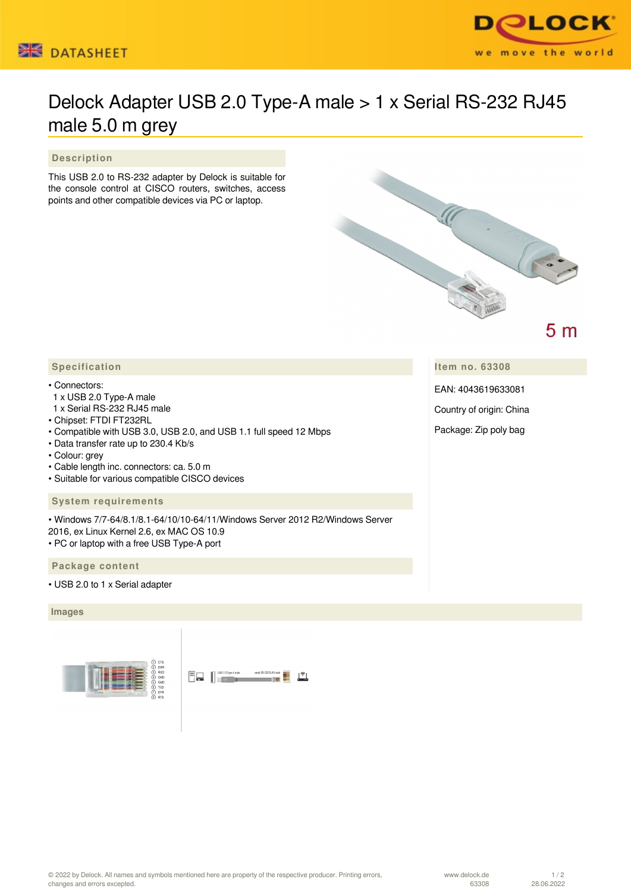# Delock Adapter USB 2.0 Type-A male > 1 x Serial RS-232 RJ45 male 5.0 m grey

## Description

This USB 2.0 to RS-232 adapter by Delock is suitable for the console control at CISCO routers, switches, access points and other compatible devices via PC or laptop.

## Specification

- Connectors:
  1 x USB 2.0 Type-A male
  1 x Serial RS-232 RJ45 male
- Chipset: FTDI FT232RL
- Compatible with USB 3.0, USB 2.0, and USB 1.1 full speed 12 Mbps
- Data transfer rate up to 230.4 Kb/s
- Colour: grey
- Cable length inc. connectors: ca. 5.0 m
- Suitable for various compatible CISCO devices

## System requirements

- Windows 7/7-64/8.1/8.1-64/10/10-64/11/Windows Server 2012 R2/Windows Server 2016, ex Linux Kernel 2.6, ex MAC OS 10.9
- PC or laptop with a free USB Type-A port

## Package content

- USB 2.0 to 1 x Serial adapter

## Item no. 63308

EAN: 4043619633081

Country of origin: China

Package: Zip poly bag

## Images

© 2022 by Delock. All names and symbols mentioned here are property of the respective producer. Printing errors, changes and errors excepted.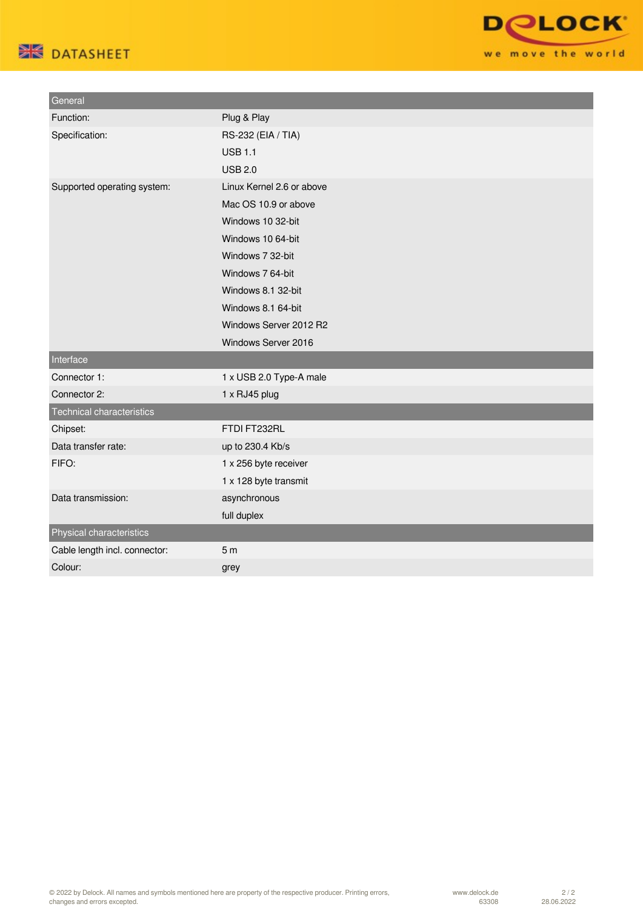| | |
|---|---|
| **General** | |
| Function: | Plug & Play |
| Specification: | RS-232 (EIA / TIA)<br>USB 1.1<br>USB 2.0 |
| Supported operating system: | Linux Kernel 2.6 or above<br>Mac OS 10.9 or above<br>Windows 10 32-bit<br>Windows 10 64-bit<br>Windows 7 32-bit<br>Windows 7 64-bit<br>Windows 8.1 32-bit<br>Windows 8.1 64-bit<br>Windows Server 2012 R2<br>Windows Server 2016 |
| **Interface** | |
| Connector 1: | 1 x USB 2.0 Type-A male |
| Connector 2: | 1 x RJ45 plug |
| **Technical characteristics** | |
| Chipset: | FTDI FT232RL |
| Data transfer rate: | up to 230.4 Kb/s |
| FIFO: | 1 x 256 byte receiver<br>1 x 128 byte transmit |
| Data transmission: | asynchronous<br>full duplex |
| **Physical characteristics** | |
| Cable length incl. connector: | 5 m |
| Colour: | grey |

© 2022 by Delock. All names and symbols mentioned here are property of the respective producer. Printing errors, changes and errors excepted.

www.delock.de
63308
28.06.2022